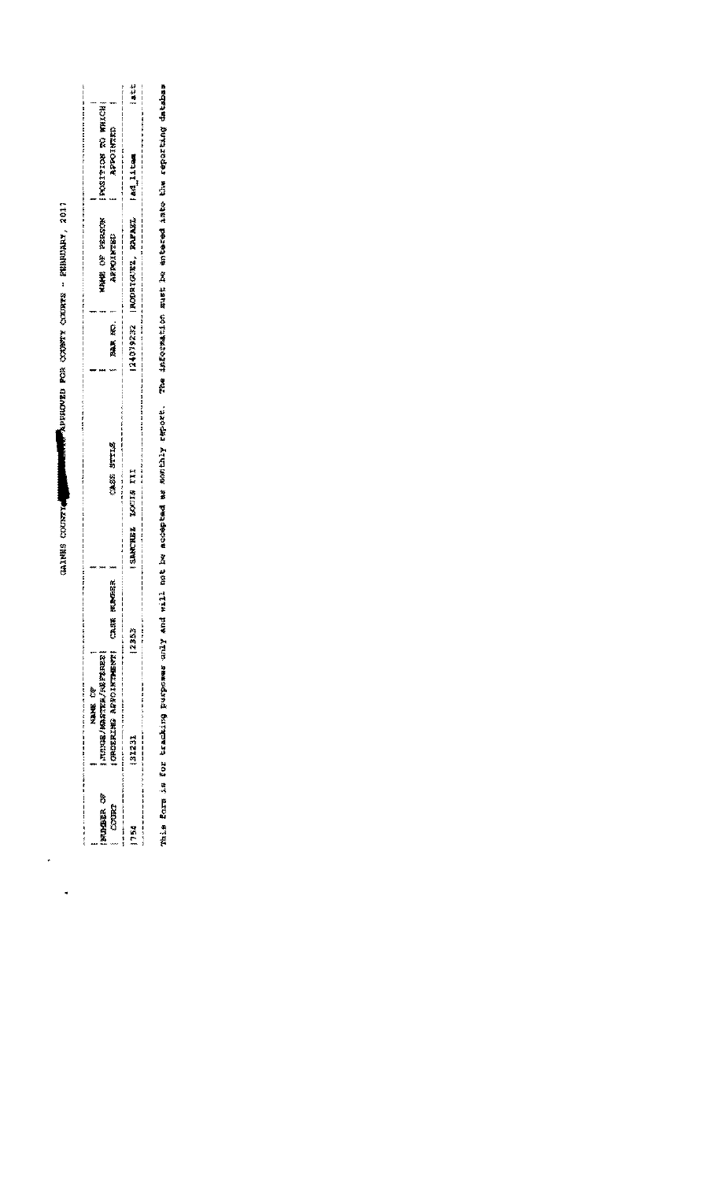GAINES COUNTY APPROVED FOR COUNTY COURTS - FEBRUARY, 2017

| NUMBER OF COURT | NAME OF JUDGE/MASTER/REFEREE ORDERING APPOINTMENT | CASE NUMBER | CASE STYLE | BAR NO. | NAME OF PERSON APPOINTED | POSITION TO WHICH APPOINTED |
|---|---|---|---|---|---|---|
| 754 | 31231 | 2353 | SANCHEZ LOUIS III | 24079232 | RODRIGUEZ, RAFAEL | ad_litem att |

This form is for tracking purposes only and will not be accepted as monthly report. The information must be entered into the reporting databas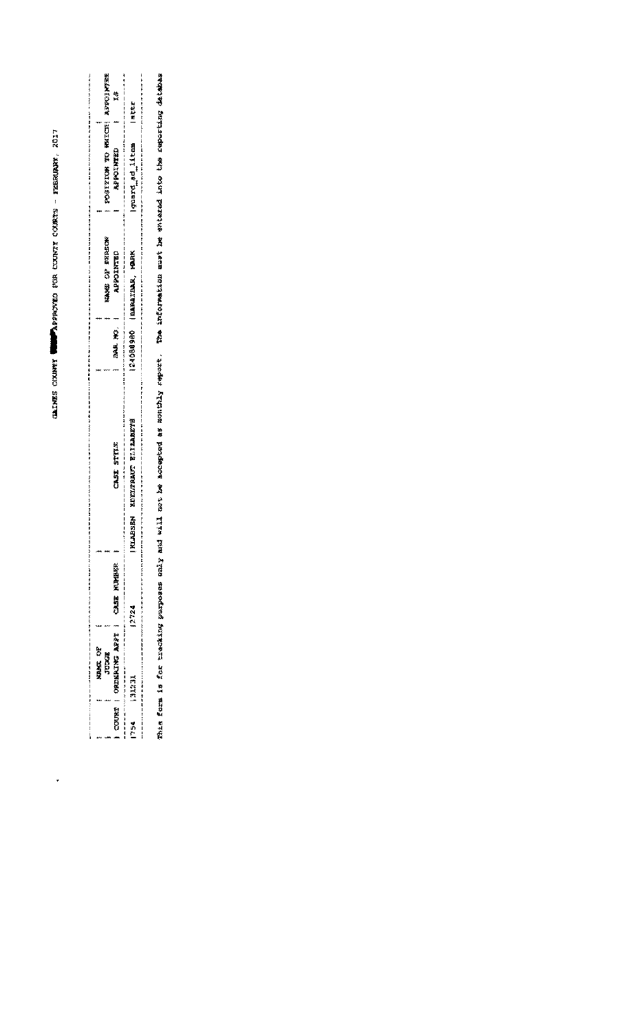# GAINES COUNTY APPROVED FOR COUNTY COURTS - FEBRUARY, 2017

| COURT | NAME OF JUDGE ORDERING APPT | CASE NUMBER | CASE STYLE | BAR NO. | NAME OF PERSON APPOINTED | POSITION TO WHICH APPOINTED | APPOINTEE IS |
|---|---|---|---|---|---|---|---|
| 754 | 31231 | 2724 | KLASSEN KOLLTRAUT ELIZABETH | 24088980 | BARAIBAR, MARK | guard_ad_litem | atty |

This form is for tracking purposes only and will not be accepted as monthly report. The information must be entered into the reporting database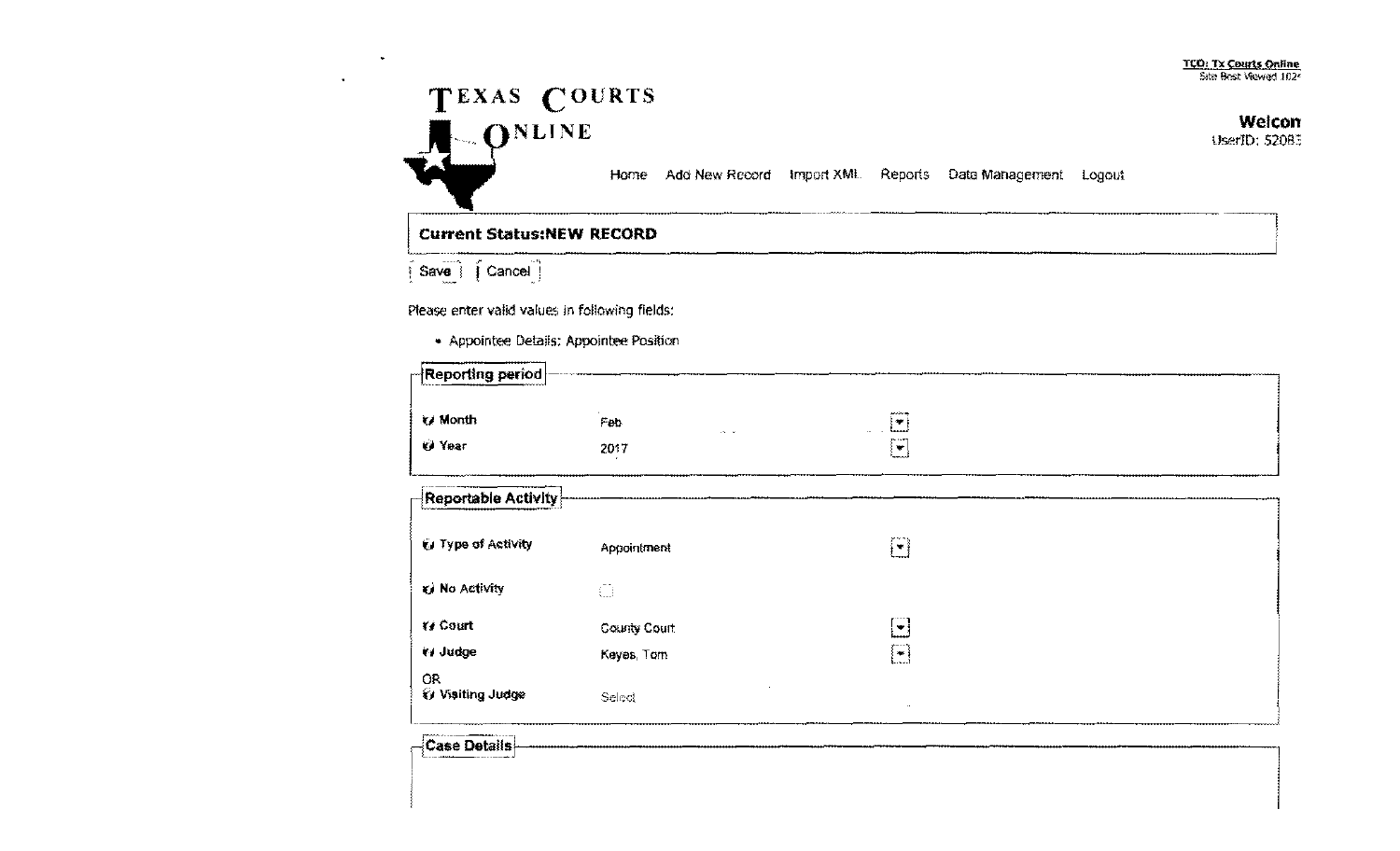TCO: Tx Courts Online
Site Best Viewed 1024

# TEXAS COURTS ONLINE

Welcom
UserID: 52083

Home | Add New Record | Import XML | Reports | Data Management | Logout

**Current Status:NEW RECORD**

Save | Cancel

Please enter valid values in following fields:

- Appointee Details: Appointee Position

**Reporting period**

| | |
|---|---|
| **Month** | Feb |
| **Year** | 2017 |

**Reportable Activity**

| | |
|---|---|
| **Type of Activity** | Appointment |
| **No Activity** | ☐ |
| **Court** | County Court |
| **Judge** | Keyes, Tom |
| OR **Visiting Judge** | Select |

**Case Details**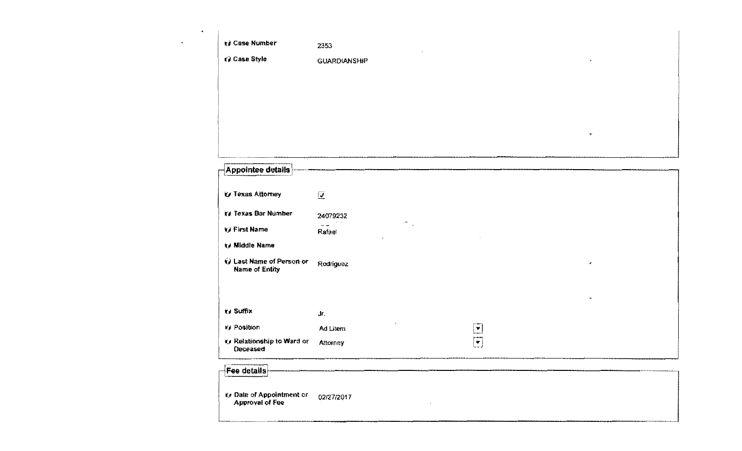| | |
|---|---|
| **Case Number** | 2353 |
| **Case Style** | GUARDIANSHIP |

## Appointee details

| | |
|---|---|
| **Texas Attorney** | ☑ |
| **Texas Bar Number** | 24079232 |
| **First Name** | Rafael |
| **Middle Name** | |
| **Last Name of Person or Name of Entity** | Rodriguez |
| **Suffix** | Jr. |
| **Position** | Ad Litem |
| **Relationship to Ward or Deceased** | Attorney |

## Fee details

| | |
|---|---|
| **Date of Appointment or Approval of Fee** | 02/27/2017 |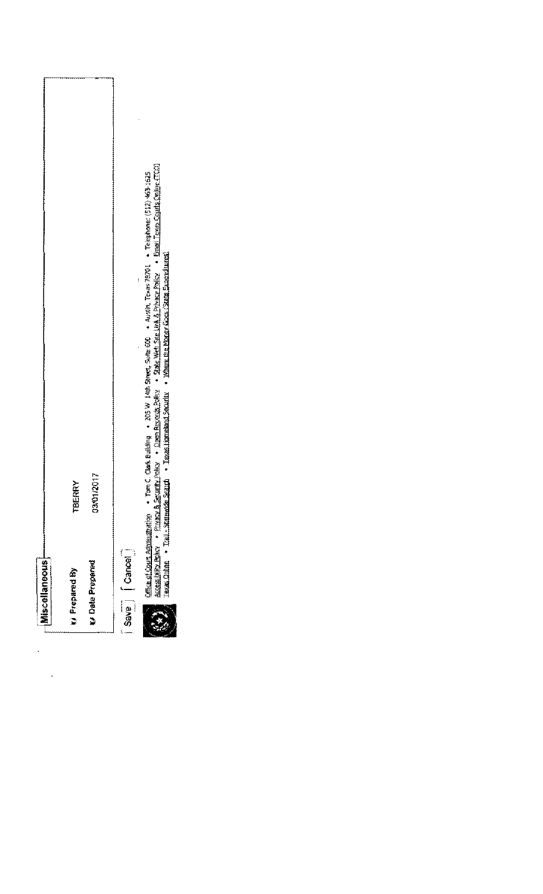## Miscellaneous

| | |
|---|---|
| Prepared By | TBERRY |
| Date Prepared | 03/01/2017 |

[ Save ] [ Cancel ]

Office of Court Administration • Tom C. Clark Building • 205 W. 14th Street, Suite 600 • Austin, Texas 78701 • Telephone: (512) 463-1625
Accessibility Policy • Privacy & Security Policy • Open Records Policy • State Web Site Link & Privacy Policy • Email Texas Courts Online (TCO)
Texas Online • Trail - Statewide Search • Texas Homeland Security • Where the Money Goes (State Expenditures)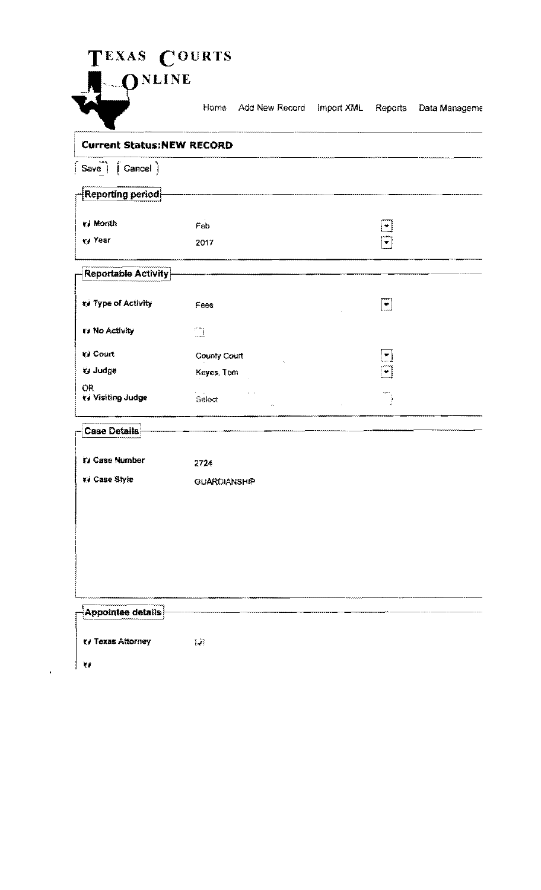# TEXAS COURTS ONLINE

Home | Add New Record | Import XML | Reports | Data Manageme

**Current Status:NEW RECORD**

[ Save ] [ Cancel ]

## Reporting period

| | |
|---|---|
| Month | Feb |
| Year | 2017 |

## Reportable Activity

| | |
|---|---|
| Type of Activity | Fees |
| No Activity | ☐ |
| Court | County Court |
| Judge | Keyes, Tom |
| OR Visiting Judge | Select |

## Case Details

| | |
|---|---|
| Case Number | 2724 |
| Case Style | GUARDIANSHIP |

## Appointee details

| | |
|---|---|
| Texas Attorney | ☑ |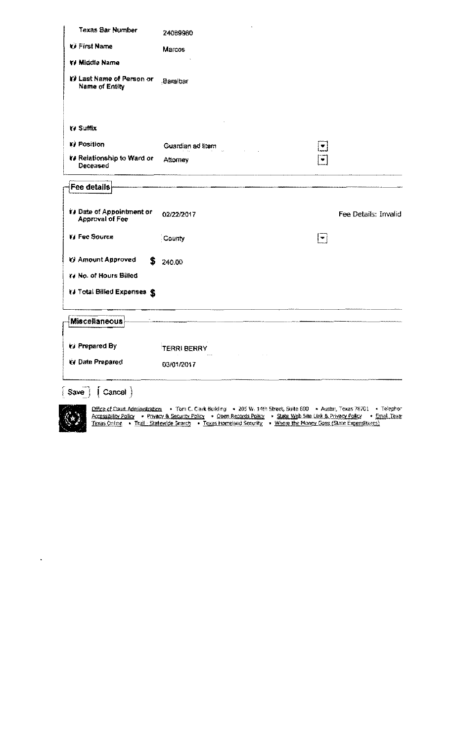| | |
|---|---|
| Texas Bar Number | 24089980 |
| First Name | Marcos |
| Middle Name | |
| Last Name of Person or Name of Entity | Baralbar |
| Suffix | |
| Position | Guardian ad litem |
| Relationship to Ward or Deceased | Attorney |

## Fee details

Fee Details: Invalid

| | |
|---|---|
| Date of Appointment or Approval of Fee | 02/22/2017 |
| Fee Source | County |
| Amount Approved | $ 240.00 |
| No. of Hours Billed | |
| Total Billed Expenses | $ |

## Miscellaneous

| | |
|---|---|
| Prepared By | TERRI BERRY |
| Date Prepared | 03/01/2017 |

Save | Cancel

Office of Court Administration • Tom C. Clark Building • 205 W. 14th Street, Suite 600 • Austin, Texas 78701 • Telephor
Accessibility Policy • Privacy & Security Policy • Open Records Policy • State Web Site Link & Privacy Policy • Email Texa
Texas Online • Trail - Statewide Search • Texas Homeland Security • Where the Money Goes (State Expenditures)